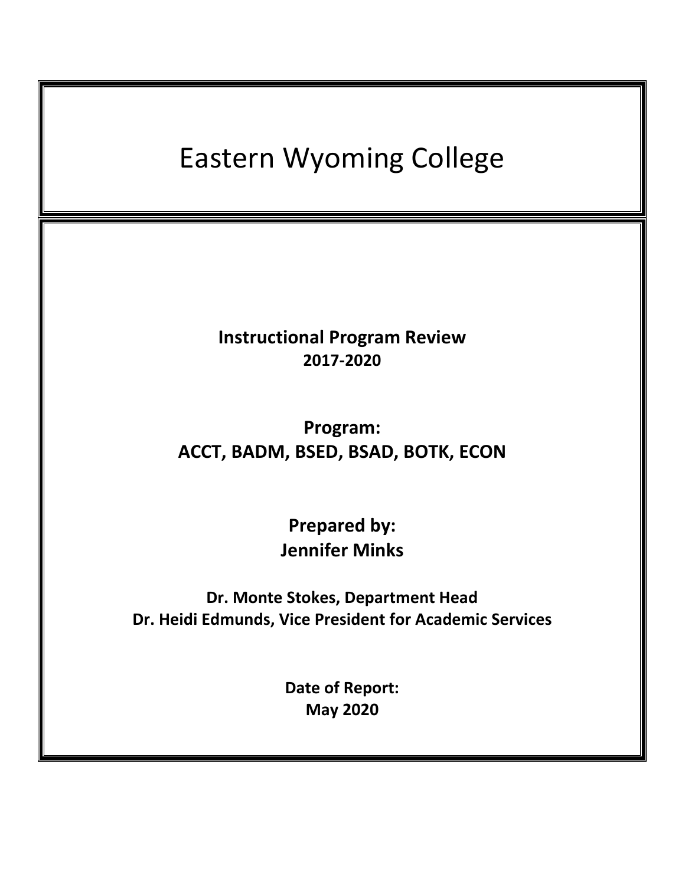# Eastern Wyoming College

**Instructional Program Review**
**2017-2020**

**Program:**
**ACCT, BADM, BSED, BSAD, BOTK, ECON**

**Prepared by:**
**Jennifer Minks**

**Dr. Monte Stokes, Department Head**
**Dr. Heidi Edmunds, Vice President for Academic Services**

**Date of Report:**
**May 2020**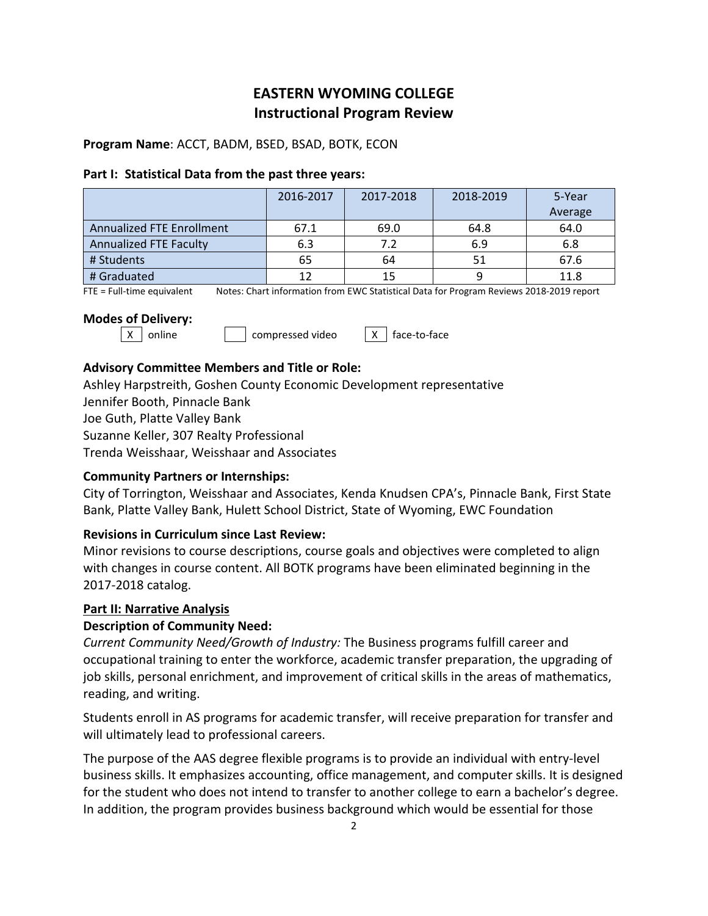# EASTERN WYOMING COLLEGE
## Instructional Program Review

**Program Name**: ACCT, BADM, BSED, BSAD, BOTK, ECON

**Part I: Statistical Data from the past three years:**

| | 2016-2017 | 2017-2018 | 2018-2019 | 5-Year Average |
|---|---|---|---|---|
| Annualized FTE Enrollment | 67.1 | 69.0 | 64.8 | 64.0 |
| Annualized FTE Faculty | 6.3 | 7.2 | 6.9 | 6.8 |
| # Students | 65 | 64 | 51 | 67.6 |
| # Graduated | 12 | 15 | 9 | 11.8 |

FTE = Full-time equivalent Notes: Chart information from EWC Statistical Data for Program Reviews 2018-2019 report

**Modes of Delivery:**

[X] online [ ] compressed video [X] face-to-face

**Advisory Committee Members and Title or Role:**

Ashley Harpstreith, Goshen County Economic Development representative
Jennifer Booth, Pinnacle Bank
Joe Guth, Platte Valley Bank
Suzanne Keller, 307 Realty Professional
Trenda Weisshaar, Weisshaar and Associates

**Community Partners or Internships:**

City of Torrington, Weisshaar and Associates, Kenda Knudsen CPA's, Pinnacle Bank, First State Bank, Platte Valley Bank, Hulett School District, State of Wyoming, EWC Foundation

**Revisions in Curriculum since Last Review:**

Minor revisions to course descriptions, course goals and objectives were completed to align with changes in course content. All BOTK programs have been eliminated beginning in the 2017-2018 catalog.

**Part II: Narrative Analysis**

**Description of Community Need:**

*Current Community Need/Growth of Industry:* The Business programs fulfill career and occupational training to enter the workforce, academic transfer preparation, the upgrading of job skills, personal enrichment, and improvement of critical skills in the areas of mathematics, reading, and writing.

Students enroll in AS programs for academic transfer, will receive preparation for transfer and will ultimately lead to professional careers.

The purpose of the AAS degree flexible programs is to provide an individual with entry-level business skills. It emphasizes accounting, office management, and computer skills. It is designed for the student who does not intend to transfer to another college to earn a bachelor's degree. In addition, the program provides business background which would be essential for those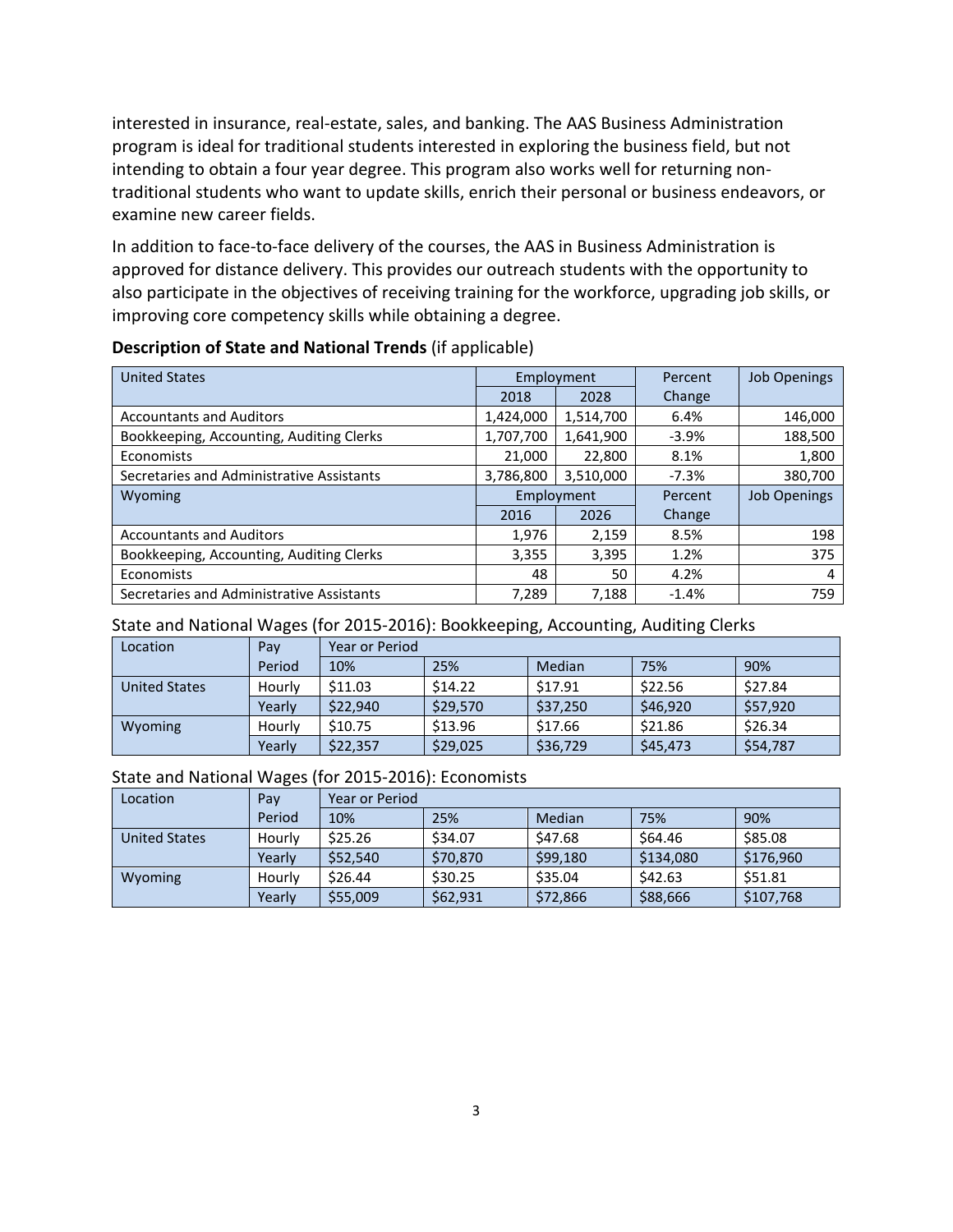interested in insurance, real-estate, sales, and banking. The AAS Business Administration program is ideal for traditional students interested in exploring the business field, but not intending to obtain a four year degree. This program also works well for returning non-traditional students who want to update skills, enrich their personal or business endeavors, or examine new career fields.

In addition to face-to-face delivery of the courses, the AAS in Business Administration is approved for distance delivery. This provides our outreach students with the opportunity to also participate in the objectives of receiving training for the workforce, upgrading job skills, or improving core competency skills while obtaining a degree.

**Description of State and National Trends** (if applicable)

| United States | Employment | | Percent Change | Job Openings |
|---|---|---|---|---|
| | 2018 | 2028 | | |
| Accountants and Auditors | 1,424,000 | 1,514,700 | 6.4% | 146,000 |
| Bookkeeping, Accounting, Auditing Clerks | 1,707,700 | 1,641,900 | -3.9% | 188,500 |
| Economists | 21,000 | 22,800 | 8.1% | 1,800 |
| Secretaries and Administrative Assistants | 3,786,800 | 3,510,000 | -7.3% | 380,700 |
| Wyoming | Employment | | Percent Change | Job Openings |
| | 2016 | 2026 | | |
| Accountants and Auditors | 1,976 | 2,159 | 8.5% | 198 |
| Bookkeeping, Accounting, Auditing Clerks | 3,355 | 3,395 | 1.2% | 375 |
| Economists | 48 | 50 | 4.2% | 4 |
| Secretaries and Administrative Assistants | 7,289 | 7,188 | -1.4% | 759 |

State and National Wages (for 2015-2016): Bookkeeping, Accounting, Auditing Clerks

| Location | Pay Period | Year or Period | | | | |
|---|---|---|---|---|---|---|
| | | 10% | 25% | Median | 75% | 90% |
| United States | Hourly | $11.03 | $14.22 | $17.91 | $22.56 | $27.84 |
| | Yearly | $22,940 | $29,570 | $37,250 | $46,920 | $57,920 |
| Wyoming | Hourly | $10.75 | $13.96 | $17.66 | $21.86 | $26.34 |
| | Yearly | $22,357 | $29,025 | $36,729 | $45,473 | $54,787 |

State and National Wages (for 2015-2016): Economists

| Location | Pay Period | Year or Period | | | | |
|---|---|---|---|---|---|---|
| | | 10% | 25% | Median | 75% | 90% |
| United States | Hourly | $25.26 | $34.07 | $47.68 | $64.46 | $85.08 |
| | Yearly | $52,540 | $70,870 | $99,180 | $134,080 | $176,960 |
| Wyoming | Hourly | $26.44 | $30.25 | $35.04 | $42.63 | $51.81 |
| | Yearly | $55,009 | $62,931 | $72,866 | $88,666 | $107,768 |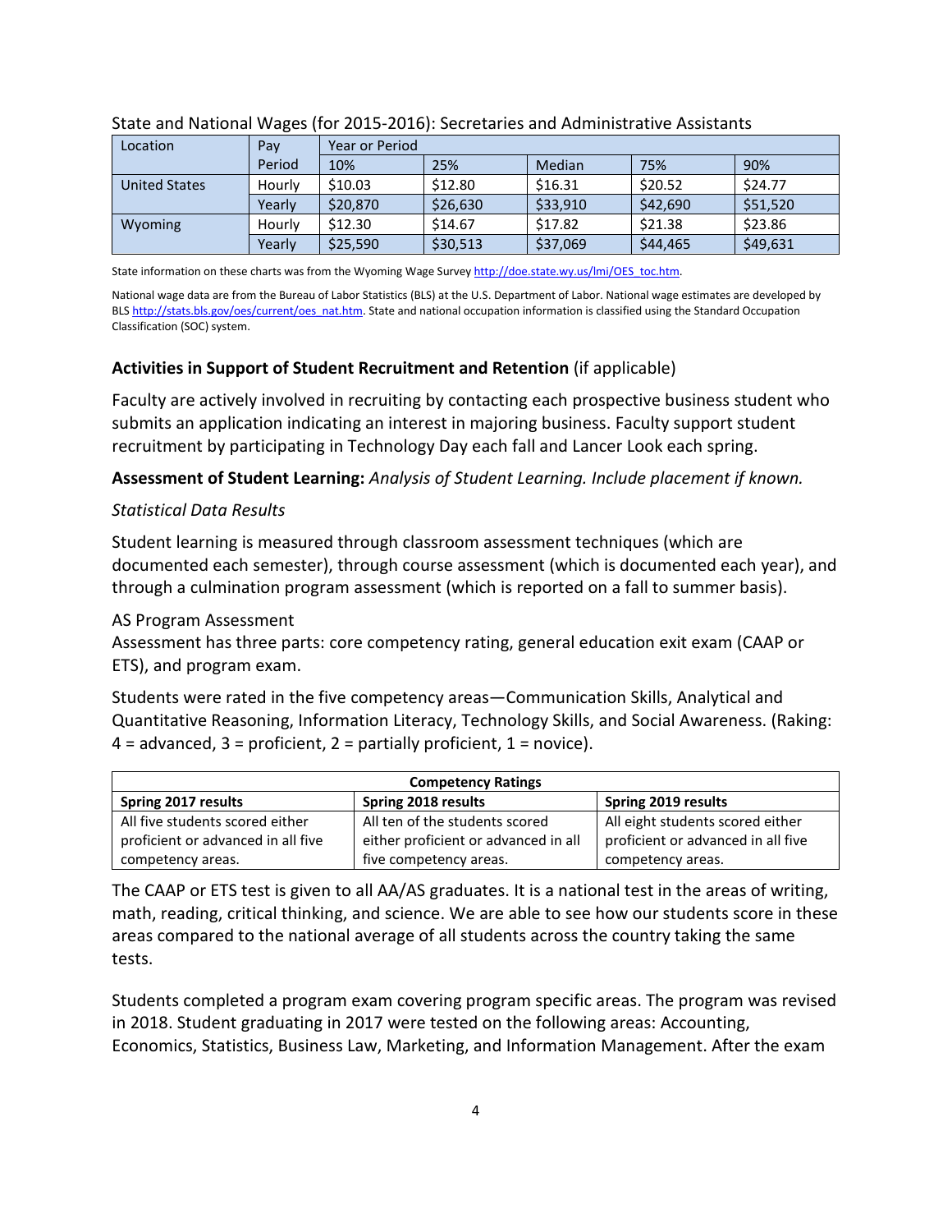State and National Wages (for 2015-2016): Secretaries and Administrative Assistants

| Location | Pay Period | Year or Period | | | | |
|---|---|---|---|---|---|---|
| | | 10% | 25% | Median | 75% | 90% |
| United States | Hourly | $10.03 | $12.80 | $16.31 | $20.52 | $24.77 |
| | Yearly | $20,870 | $26,630 | $33,910 | $42,690 | $51,520 |
| Wyoming | Hourly | $12.30 | $14.67 | $17.82 | $21.38 | $23.86 |
| | Yearly | $25,590 | $30,513 | $37,069 | $44,465 | $49,631 |

State information on these charts was from the Wyoming Wage Survey http://doe.state.wy.us/lmi/OES_toc.htm.

National wage data are from the Bureau of Labor Statistics (BLS) at the U.S. Department of Labor. National wage estimates are developed by BLS http://stats.bls.gov/oes/current/oes_nat.htm. State and national occupation information is classified using the Standard Occupation Classification (SOC) system.

**Activities in Support of Student Recruitment and Retention** (if applicable)

Faculty are actively involved in recruiting by contacting each prospective business student who submits an application indicating an interest in majoring business. Faculty support student recruitment by participating in Technology Day each fall and Lancer Look each spring.

**Assessment of Student Learning:** *Analysis of Student Learning. Include placement if known.*

*Statistical Data Results*

Student learning is measured through classroom assessment techniques (which are documented each semester), through course assessment (which is documented each year), and through a culmination program assessment (which is reported on a fall to summer basis).

AS Program Assessment
Assessment has three parts: core competency rating, general education exit exam (CAAP or ETS), and program exam.

Students were rated in the five competency areas—Communication Skills, Analytical and Quantitative Reasoning, Information Literacy, Technology Skills, and Social Awareness. (Raking: 4 = advanced, 3 = proficient, 2 = partially proficient, 1 = novice).

| Competency Ratings | | |
|---|---|---|
| **Spring 2017 results** | **Spring 2018 results** | **Spring 2019 results** |
| All five students scored either proficient or advanced in all five competency areas. | All ten of the students scored either proficient or advanced in all five competency areas. | All eight students scored either proficient or advanced in all five competency areas. |

The CAAP or ETS test is given to all AA/AS graduates. It is a national test in the areas of writing, math, reading, critical thinking, and science. We are able to see how our students score in these areas compared to the national average of all students across the country taking the same tests.

Students completed a program exam covering program specific areas. The program was revised in 2018. Student graduating in 2017 were tested on the following areas: Accounting, Economics, Statistics, Business Law, Marketing, and Information Management. After the exam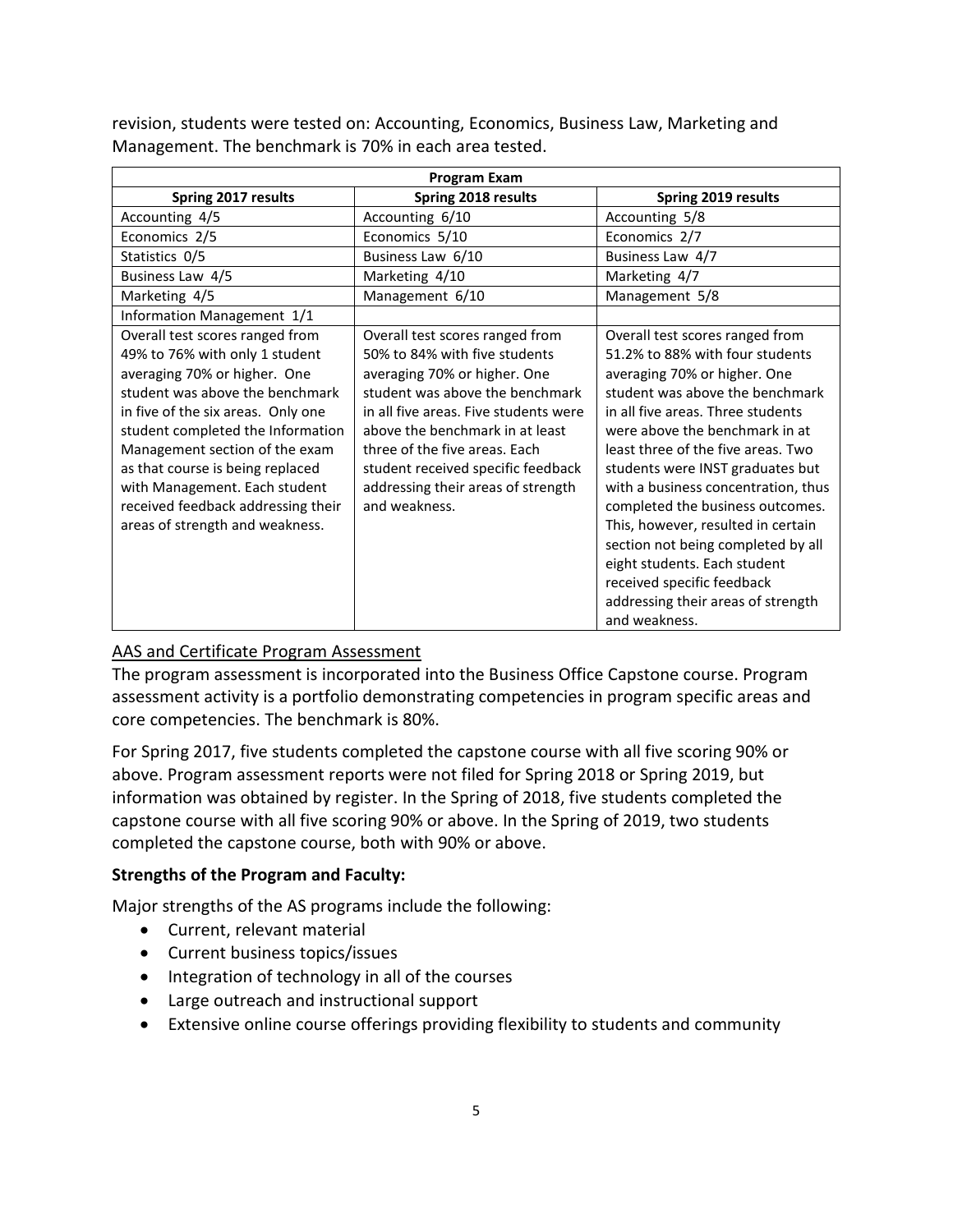revision, students were tested on: Accounting, Economics, Business Law, Marketing and Management. The benchmark is 70% in each area tested.

| Program Exam | | |
|---|---|---|
| **Spring 2017 results** | **Spring 2018 results** | **Spring 2019 results** |
| Accounting 4/5 | Accounting 6/10 | Accounting 5/8 |
| Economics 2/5 | Economics 5/10 | Economics 2/7 |
| Statistics 0/5 | Business Law 6/10 | Business Law 4/7 |
| Business Law 4/5 | Marketing 4/10 | Marketing 4/7 |
| Marketing 4/5 | Management 6/10 | Management 5/8 |
| Information Management 1/1 | | |
| Overall test scores ranged from 49% to 76% with only 1 student averaging 70% or higher. One student was above the benchmark in five of the six areas. Only one student completed the Information Management section of the exam as that course is being replaced with Management. Each student received feedback addressing their areas of strength and weakness. | Overall test scores ranged from 50% to 84% with five students averaging 70% or higher. One student was above the benchmark in all five areas. Five students were above the benchmark in at least three of the five areas. Each student received specific feedback addressing their areas of strength and weakness. | Overall test scores ranged from 51.2% to 88% with four students averaging 70% or higher. One student was above the benchmark in all five areas. Three students were above the benchmark in at least three of the five areas. Two students were INST graduates but with a business concentration, thus completed the business outcomes. This, however, resulted in certain section not being completed by all eight students. Each student received specific feedback addressing their areas of strength and weakness. |

AAS and Certificate Program Assessment

The program assessment is incorporated into the Business Office Capstone course. Program assessment activity is a portfolio demonstrating competencies in program specific areas and core competencies. The benchmark is 80%.

For Spring 2017, five students completed the capstone course with all five scoring 90% or above. Program assessment reports were not filed for Spring 2018 or Spring 2019, but information was obtained by register. In the Spring of 2018, five students completed the capstone course with all five scoring 90% or above. In the Spring of 2019, two students completed the capstone course, both with 90% or above.

**Strengths of the Program and Faculty:**

Major strengths of the AS programs include the following:

- Current, relevant material
- Current business topics/issues
- Integration of technology in all of the courses
- Large outreach and instructional support
- Extensive online course offerings providing flexibility to students and community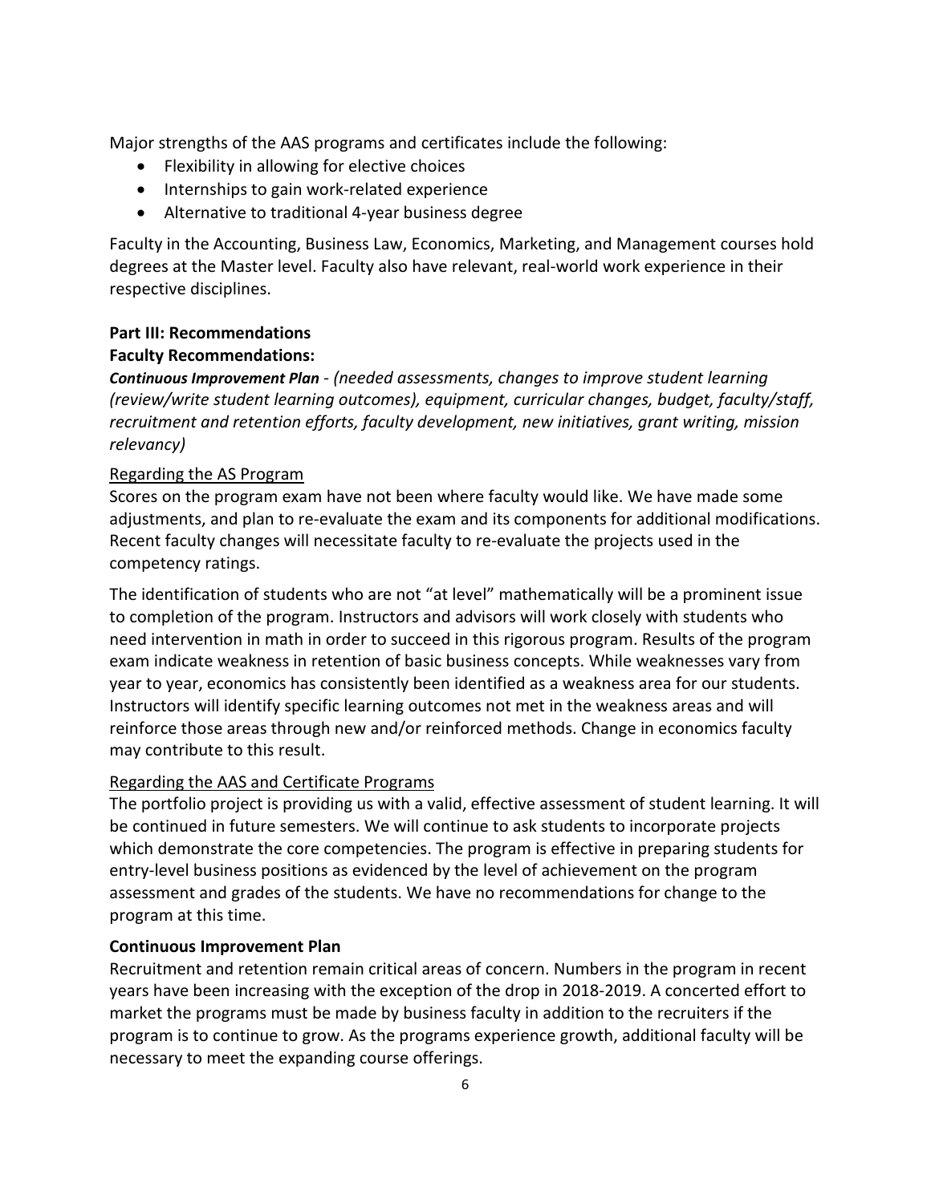Major strengths of the AAS programs and certificates include the following:

- Flexibility in allowing for elective choices
- Internships to gain work-related experience
- Alternative to traditional 4-year business degree

Faculty in the Accounting, Business Law, Economics, Marketing, and Management courses hold degrees at the Master level. Faculty also have relevant, real-world work experience in their respective disciplines.

**Part III: Recommendations**

**Faculty Recommendations:**

***Continuous Improvement Plan*** *- (needed assessments, changes to improve student learning (review/write student learning outcomes), equipment, curricular changes, budget, faculty/staff, recruitment and retention efforts, faculty development, new initiatives, grant writing, mission relevancy)*

Regarding the AS Program

Scores on the program exam have not been where faculty would like. We have made some adjustments, and plan to re-evaluate the exam and its components for additional modifications. Recent faculty changes will necessitate faculty to re-evaluate the projects used in the competency ratings.

The identification of students who are not "at level" mathematically will be a prominent issue to completion of the program. Instructors and advisors will work closely with students who need intervention in math in order to succeed in this rigorous program. Results of the program exam indicate weakness in retention of basic business concepts. While weaknesses vary from year to year, economics has consistently been identified as a weakness area for our students. Instructors will identify specific learning outcomes not met in the weakness areas and will reinforce those areas through new and/or reinforced methods. Change in economics faculty may contribute to this result.

Regarding the AAS and Certificate Programs

The portfolio project is providing us with a valid, effective assessment of student learning. It will be continued in future semesters. We will continue to ask students to incorporate projects which demonstrate the core competencies. The program is effective in preparing students for entry-level business positions as evidenced by the level of achievement on the program assessment and grades of the students. We have no recommendations for change to the program at this time.

**Continuous Improvement Plan**

Recruitment and retention remain critical areas of concern. Numbers in the program in recent years have been increasing with the exception of the drop in 2018-2019. A concerted effort to market the programs must be made by business faculty in addition to the recruiters if the program is to continue to grow. As the programs experience growth, additional faculty will be necessary to meet the expanding course offerings.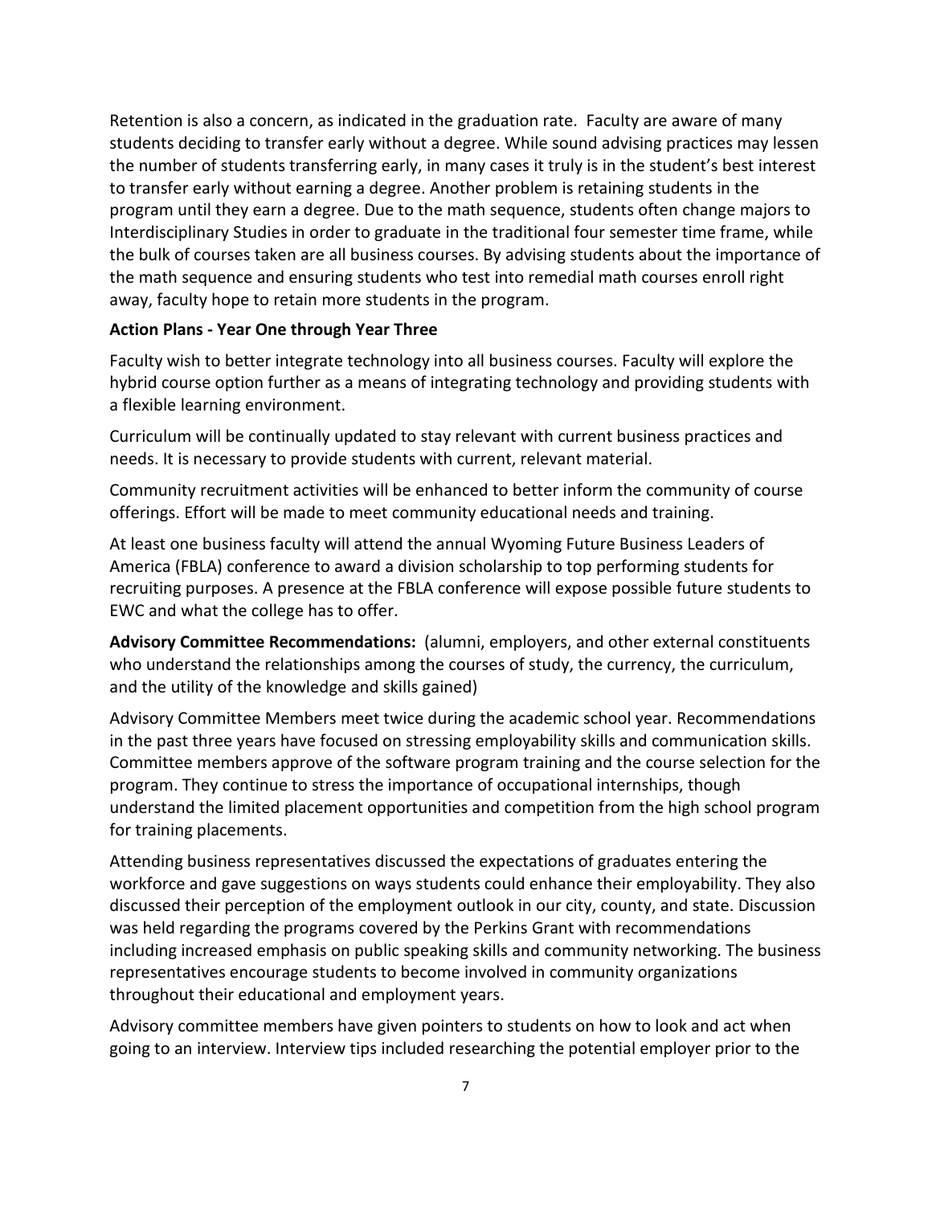Retention is also a concern, as indicated in the graduation rate. Faculty are aware of many students deciding to transfer early without a degree. While sound advising practices may lessen the number of students transferring early, in many cases it truly is in the student's best interest to transfer early without earning a degree. Another problem is retaining students in the program until they earn a degree. Due to the math sequence, students often change majors to Interdisciplinary Studies in order to graduate in the traditional four semester time frame, while the bulk of courses taken are all business courses. By advising students about the importance of the math sequence and ensuring students who test into remedial math courses enroll right away, faculty hope to retain more students in the program.

**Action Plans - Year One through Year Three**

Faculty wish to better integrate technology into all business courses. Faculty will explore the hybrid course option further as a means of integrating technology and providing students with a flexible learning environment.

Curriculum will be continually updated to stay relevant with current business practices and needs. It is necessary to provide students with current, relevant material.

Community recruitment activities will be enhanced to better inform the community of course offerings. Effort will be made to meet community educational needs and training.

At least one business faculty will attend the annual Wyoming Future Business Leaders of America (FBLA) conference to award a division scholarship to top performing students for recruiting purposes. A presence at the FBLA conference will expose possible future students to EWC and what the college has to offer.

**Advisory Committee Recommendations:** (alumni, employers, and other external constituents who understand the relationships among the courses of study, the currency, the curriculum, and the utility of the knowledge and skills gained)

Advisory Committee Members meet twice during the academic school year. Recommendations in the past three years have focused on stressing employability skills and communication skills. Committee members approve of the software program training and the course selection for the program. They continue to stress the importance of occupational internships, though understand the limited placement opportunities and competition from the high school program for training placements.

Attending business representatives discussed the expectations of graduates entering the workforce and gave suggestions on ways students could enhance their employability. They also discussed their perception of the employment outlook in our city, county, and state. Discussion was held regarding the programs covered by the Perkins Grant with recommendations including increased emphasis on public speaking skills and community networking. The business representatives encourage students to become involved in community organizations throughout their educational and employment years.

Advisory committee members have given pointers to students on how to look and act when going to an interview. Interview tips included researching the potential employer prior to the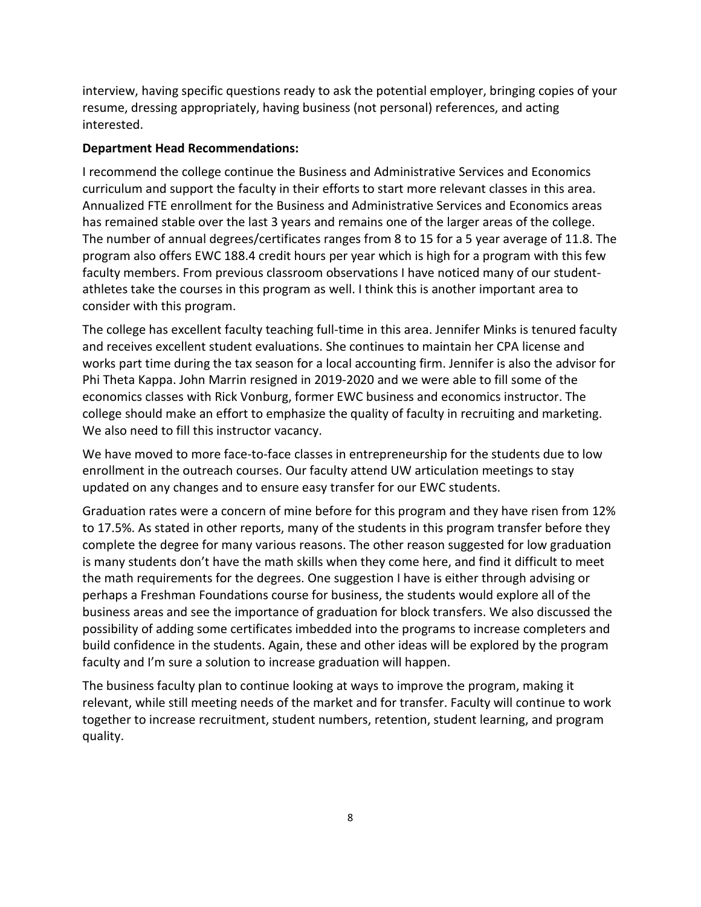interview, having specific questions ready to ask the potential employer, bringing copies of your resume, dressing appropriately, having business (not personal) references, and acting interested.

**Department Head Recommendations:**

I recommend the college continue the Business and Administrative Services and Economics curriculum and support the faculty in their efforts to start more relevant classes in this area. Annualized FTE enrollment for the Business and Administrative Services and Economics areas has remained stable over the last 3 years and remains one of the larger areas of the college. The number of annual degrees/certificates ranges from 8 to 15 for a 5 year average of 11.8. The program also offers EWC 188.4 credit hours per year which is high for a program with this few faculty members. From previous classroom observations I have noticed many of our student-athletes take the courses in this program as well. I think this is another important area to consider with this program.

The college has excellent faculty teaching full-time in this area. Jennifer Minks is tenured faculty and receives excellent student evaluations. She continues to maintain her CPA license and works part time during the tax season for a local accounting firm. Jennifer is also the advisor for Phi Theta Kappa. John Marrin resigned in 2019-2020 and we were able to fill some of the economics classes with Rick Vonburg, former EWC business and economics instructor. The college should make an effort to emphasize the quality of faculty in recruiting and marketing. We also need to fill this instructor vacancy.

We have moved to more face-to-face classes in entrepreneurship for the students due to low enrollment in the outreach courses. Our faculty attend UW articulation meetings to stay updated on any changes and to ensure easy transfer for our EWC students.

Graduation rates were a concern of mine before for this program and they have risen from 12% to 17.5%. As stated in other reports, many of the students in this program transfer before they complete the degree for many various reasons. The other reason suggested for low graduation is many students don't have the math skills when they come here, and find it difficult to meet the math requirements for the degrees. One suggestion I have is either through advising or perhaps a Freshman Foundations course for business, the students would explore all of the business areas and see the importance of graduation for block transfers. We also discussed the possibility of adding some certificates imbedded into the programs to increase completers and build confidence in the students. Again, these and other ideas will be explored by the program faculty and I'm sure a solution to increase graduation will happen.

The business faculty plan to continue looking at ways to improve the program, making it relevant, while still meeting needs of the market and for transfer. Faculty will continue to work together to increase recruitment, student numbers, retention, student learning, and program quality.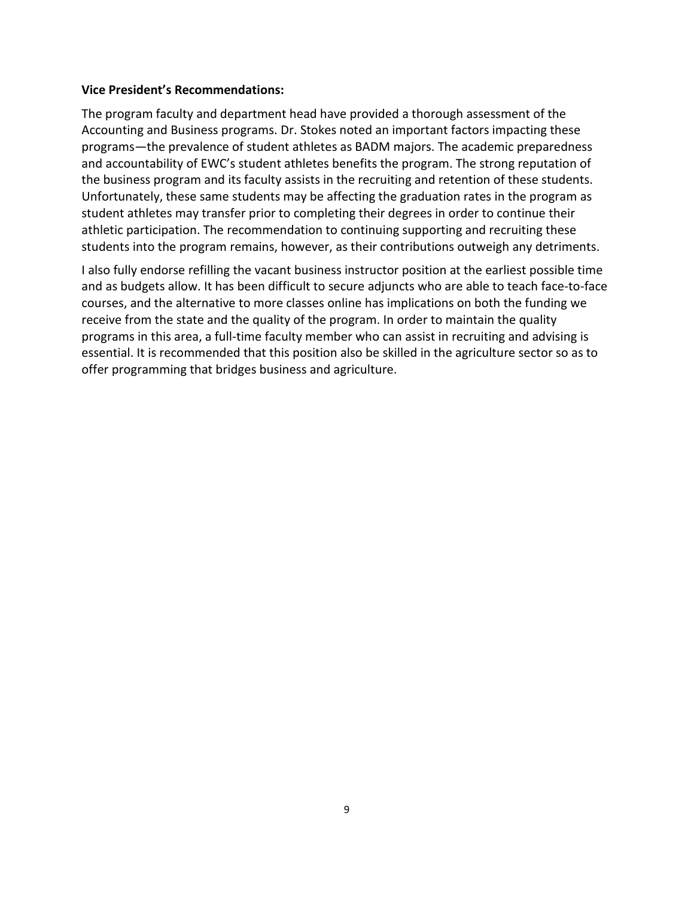**Vice President's Recommendations:**

The program faculty and department head have provided a thorough assessment of the Accounting and Business programs. Dr. Stokes noted an important factors impacting these programs—the prevalence of student athletes as BADM majors. The academic preparedness and accountability of EWC's student athletes benefits the program. The strong reputation of the business program and its faculty assists in the recruiting and retention of these students. Unfortunately, these same students may be affecting the graduation rates in the program as student athletes may transfer prior to completing their degrees in order to continue their athletic participation. The recommendation to continuing supporting and recruiting these students into the program remains, however, as their contributions outweigh any detriments.

I also fully endorse refilling the vacant business instructor position at the earliest possible time and as budgets allow. It has been difficult to secure adjuncts who are able to teach face-to-face courses, and the alternative to more classes online has implications on both the funding we receive from the state and the quality of the program. In order to maintain the quality programs in this area, a full-time faculty member who can assist in recruiting and advising is essential. It is recommended that this position also be skilled in the agriculture sector so as to offer programming that bridges business and agriculture.